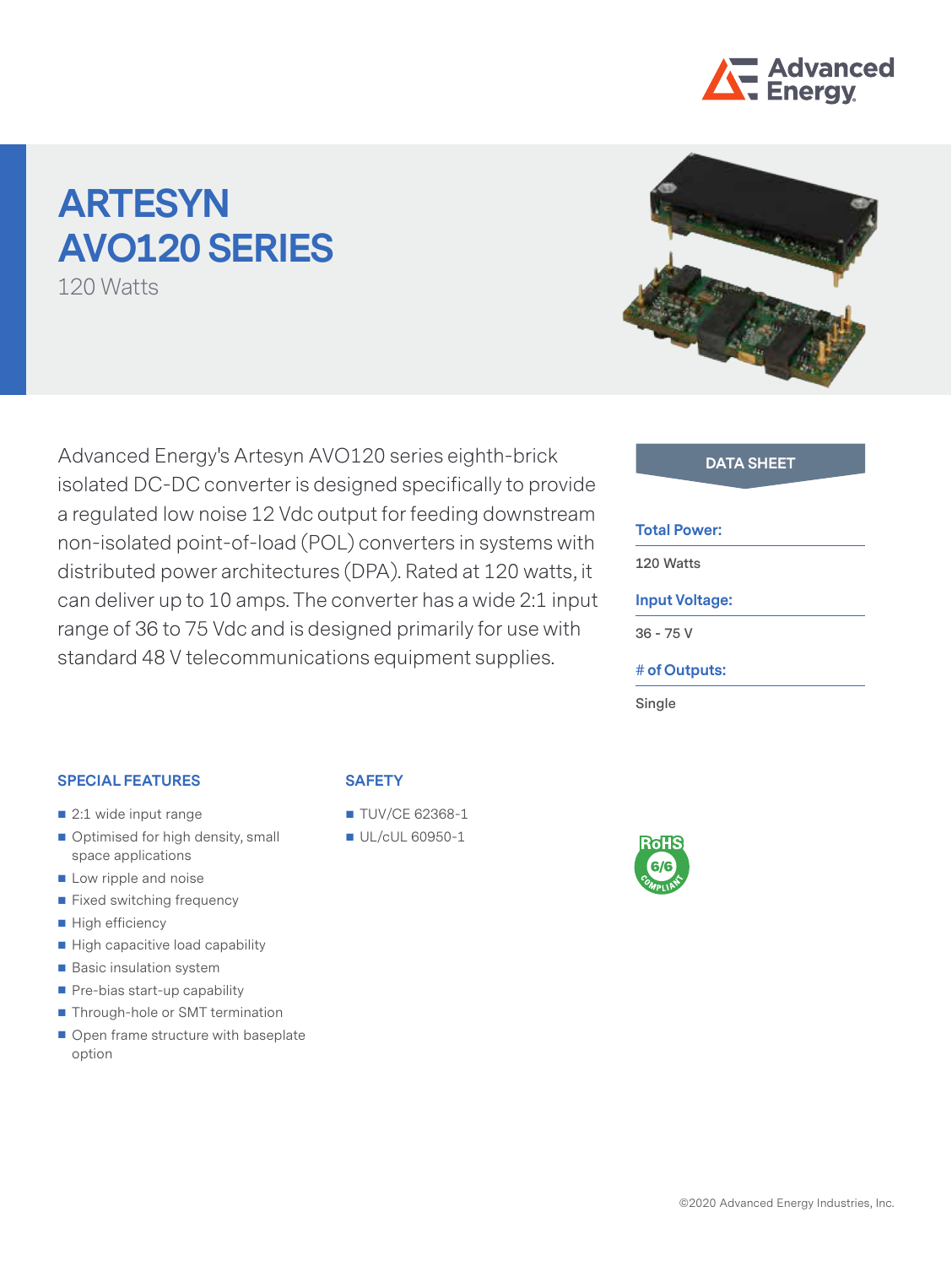# ARTESYN AVO120 SERIES

120 Watts

Advanced Energy's Artesyn AVO120 series eighth-brick isolated DC-DC converter is designed specifically to provide a regulated low noise 12 Vdc output for feeding downstream non-isolated point-of-load (POL) converters in systems with distributed power architectures (DPA). Rated at 120 watts, it can deliver up to 10 amps. The converter has a wide 2:1 input range of 36 to 75 Vdc and is designed primarily for use with standard 48 V telecommunications equipment supplies.

**DATA SHEET**

**Total Power:**
120 Watts

**Input Voltage:**
36 - 75 V

**# of Outputs:**
Single

## SPECIAL FEATURES

- 2:1 wide input range
- Optimised for high density, small space applications
- Low ripple and noise
- Fixed switching frequency
- High efficiency
- High capacitive load capability
- Basic insulation system
- Pre-bias start-up capability
- Through-hole or SMT termination
- Open frame structure with baseplate option

## SAFETY

- TUV/CE 62368-1
- UL/cUL 60950-1

RoHS 6/6 COMPLIANT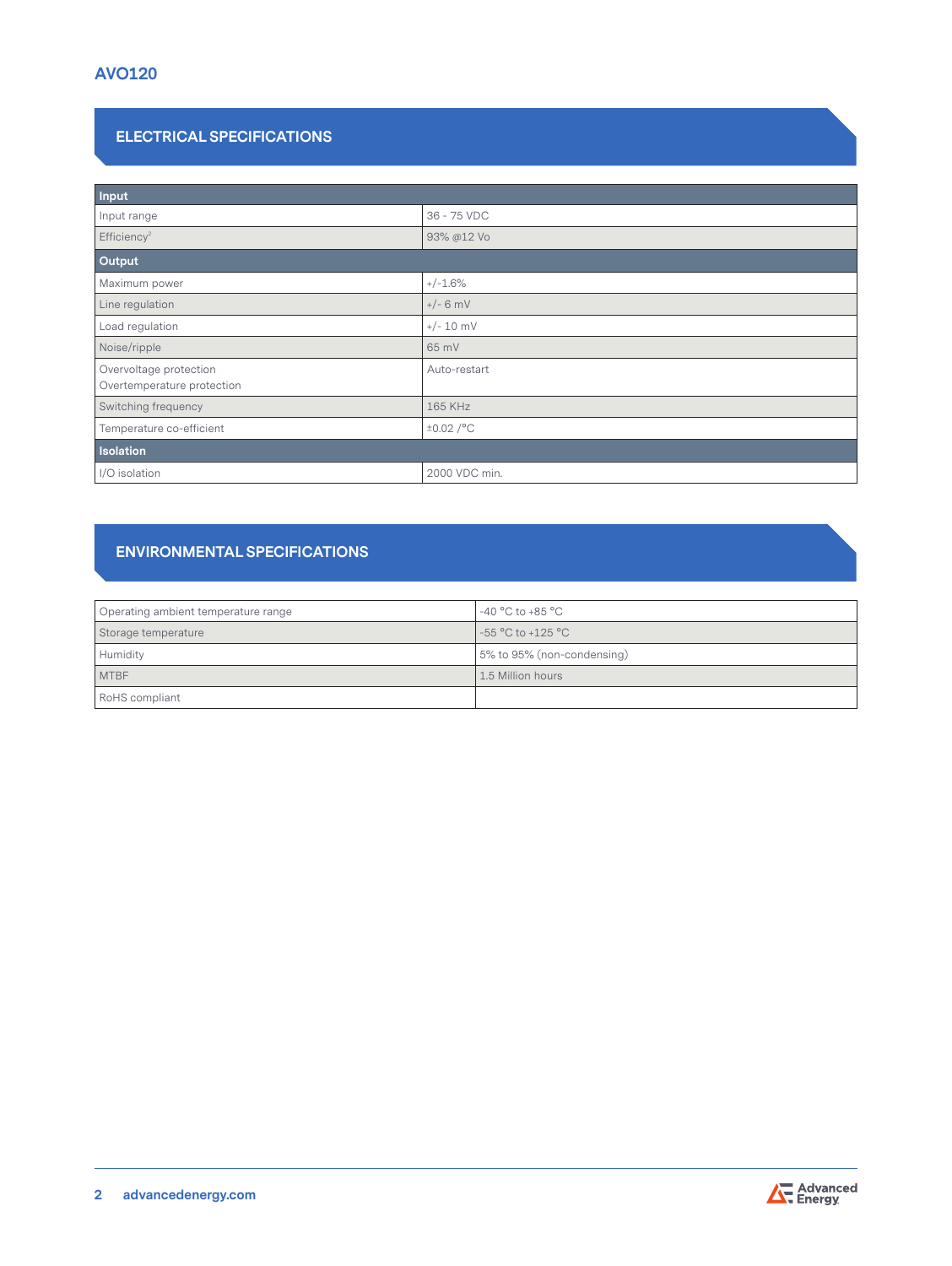## AVO120

## ELECTRICAL SPECIFICATIONS

| **Input** | |
|---|---|
| Input range | 36 - 75 VDC |
| Efficiency[2] | 93% @12 Vo |
| **Output** | |
| Maximum power | +/-1.6% |
| Line regulation | +/- 6 mV |
| Load regulation | +/- 10 mV |
| Noise/ripple | 65 mV |
| Overvoltage protection<br>Overtemperature protection | Auto-restart |
| Switching frequency | 165 KHz |
| Temperature co-efficient | ±0.02 /°C |
| **Isolation** | |
| I/O isolation | 2000 VDC min. |

## ENVIRONMENTAL SPECIFICATIONS

| | |
|---|---|
| Operating ambient temperature range | -40 °C to +85 °C |
| Storage temperature | -55 °C to +125 °C |
| Humidity | 5% to 95% (non-condensing) |
| MTBF | 1.5 Million hours |
| RoHS compliant | |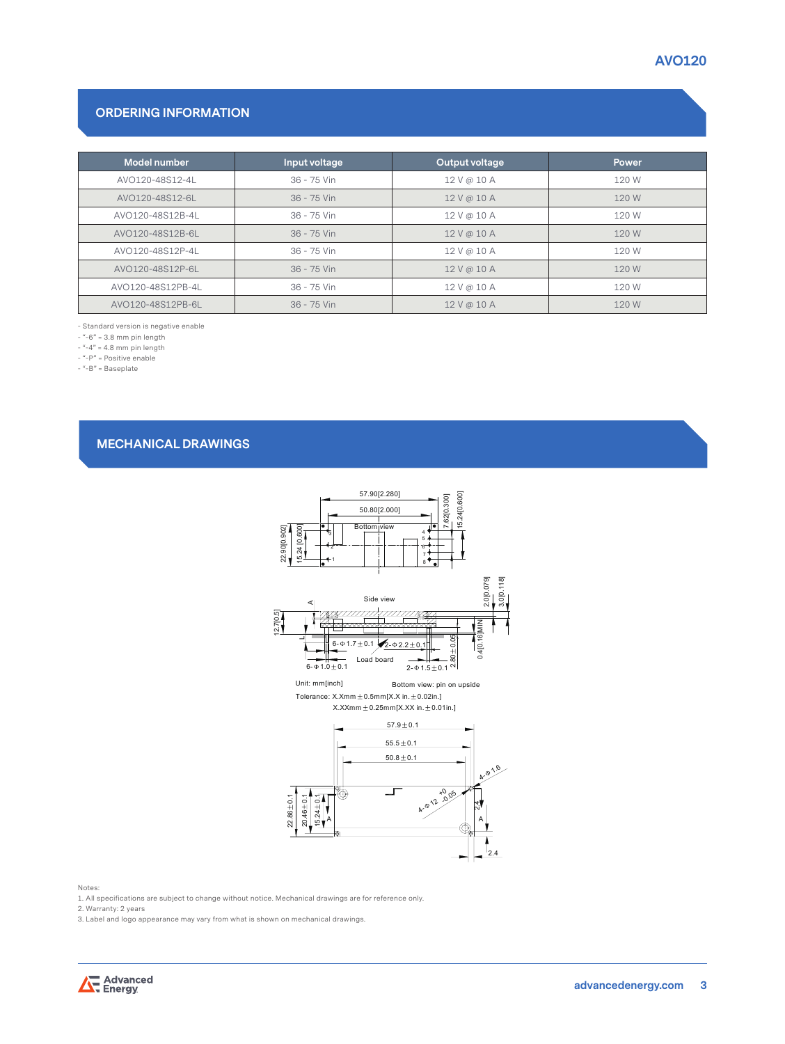## ORDERING INFORMATION

| Model number | Input voltage | Output voltage | Power |
|---|---|---|---|
| AVO120-48S12-4L | 36 - 75 Vin | 12 V @ 10 A | 120 W |
| AVO120-48S12-6L | 36 - 75 Vin | 12 V @ 10 A | 120 W |
| AVO120-48S12B-4L | 36 - 75 Vin | 12 V @ 10 A | 120 W |
| AVO120-48S12B-6L | 36 - 75 Vin | 12 V @ 10 A | 120 W |
| AVO120-48S12P-4L | 36 - 75 Vin | 12 V @ 10 A | 120 W |
| AVO120-48S12P-6L | 36 - 75 Vin | 12 V @ 10 A | 120 W |
| AVO120-48S12PB-4L | 36 - 75 Vin | 12 V @ 10 A | 120 W |
| AVO120-48S12PB-6L | 36 - 75 Vin | 12 V @ 10 A | 120 W |

- Standard version is negative enable
- "-6" = 3.8 mm pin length
- "-4" = 4.8 mm pin length
- "-P" = Positive enable
- "-B" = Baseplate

## MECHANICAL DRAWINGS

Unit: mm[inch]

Bottom view: pin on upside

Tolerance: X.Xmm ±0.5mm[X.X in. ±0.02in.]
X.XXmm ±0.25mm[X.XX in. ±0.01in.]

Notes:

1. All specifications are subject to change without notice. Mechanical drawings are for reference only.
2. Warranty: 2 years
3. Label and logo appearance may vary from what is shown on mechanical drawings.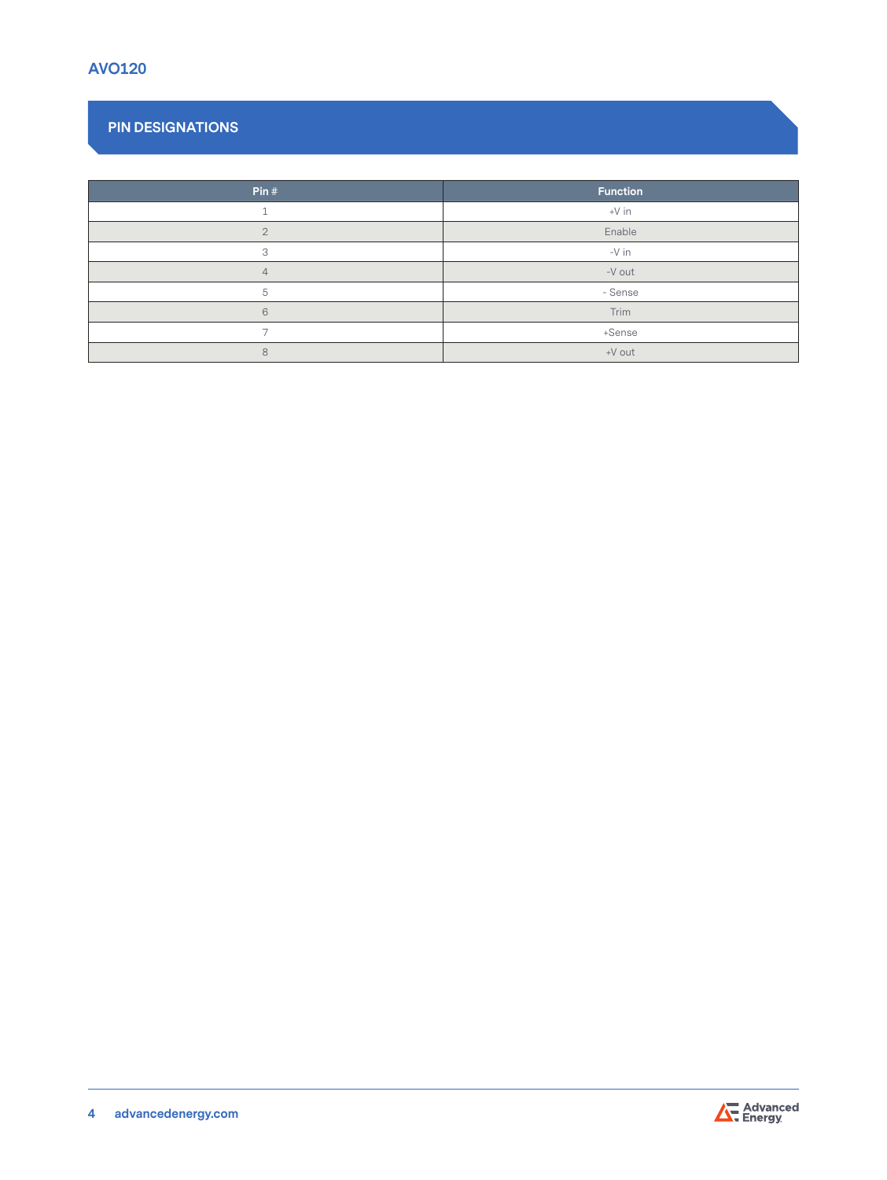## PIN DESIGNATIONS

| Pin # | Function |
|---|---|
| 1 | +V in |
| 2 | Enable |
| 3 | -V in |
| 4 | -V out |
| 5 | - Sense |
| 6 | Trim |
| 7 | +Sense |
| 8 | +V out |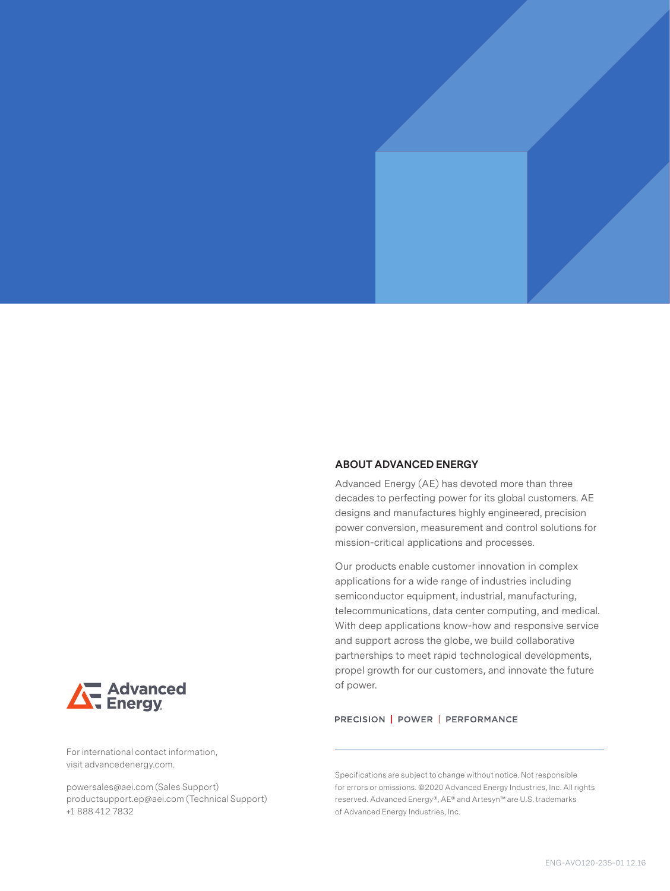## ABOUT ADVANCED ENERGY

Advanced Energy (AE) has devoted more than three decades to perfecting power for its global customers. AE designs and manufactures highly engineered, precision power conversion, measurement and control solutions for mission-critical applications and processes.

Our products enable customer innovation in complex applications for a wide range of industries including semiconductor equipment, industrial, manufacturing, telecommunications, data center computing, and medical. With deep applications know-how and responsive service and support across the globe, we build collaborative partnerships to meet rapid technological developments, propel growth for our customers, and innovate the future of power.

PRECISION | POWER | PERFORMANCE

Advanced Energy

For international contact information, visit advancedenergy.com.

powersales@aei.com (Sales Support)
productsupport.ep@aei.com (Technical Support)
+1 888 412 7832

Specifications are subject to change without notice. Not responsible for errors or omissions. ©2020 Advanced Energy Industries, Inc. All rights reserved. Advanced Energy®, AE® and Artesyn™ are U.S. trademarks of Advanced Energy Industries, Inc.

ENG-AVO120-235-01 12.16